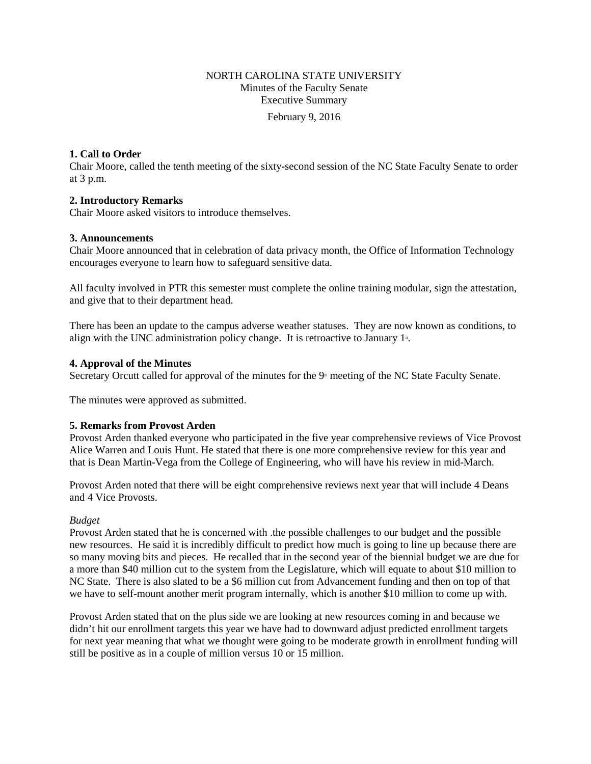NORTH CAROLINA STATE UNIVERSITY

Minutes of the Faculty Senate

Executive Summary

February 9, 2016

**1. Call to Order**

Chair Moore, called the tenth meeting of the sixty-second session of the NC State Faculty Senate to order at 3 p.m.

**2. Introductory Remarks**

Chair Moore asked visitors to introduce themselves.

**3. Announcements**

Chair Moore announced that in celebration of data privacy month, the Office of Information Technology encourages everyone to learn how to safeguard sensitive data.

All faculty involved in PTR this semester must complete the online training modular, sign the attestation, and give that to their department head.

There has been an update to the campus adverse weather statuses. They are now known as conditions, to align with the UNC administration policy change. It is retroactive to January 1st.

**4. Approval of the Minutes**

Secretary Orcutt called for approval of the minutes for the 9th meeting of the NC State Faculty Senate.

The minutes were approved as submitted.

**5. Remarks from Provost Arden**

Provost Arden thanked everyone who participated in the five year comprehensive reviews of Vice Provost Alice Warren and Louis Hunt. He stated that there is one more comprehensive review for this year and that is Dean Martin-Vega from the College of Engineering, who will have his review in mid-March.

Provost Arden noted that there will be eight comprehensive reviews next year that will include 4 Deans and 4 Vice Provosts.

*Budget*

Provost Arden stated that he is concerned with .the possible challenges to our budget and the possible new resources. He said it is incredibly difficult to predict how much is going to line up because there are so many moving bits and pieces. He recalled that in the second year of the biennial budget we are due for a more than $40 million cut to the system from the Legislature, which will equate to about $10 million to NC State. There is also slated to be a $6 million cut from Advancement funding and then on top of that we have to self-mount another merit program internally, which is another $10 million to come up with.

Provost Arden stated that on the plus side we are looking at new resources coming in and because we didn't hit our enrollment targets this year we have had to downward adjust predicted enrollment targets for next year meaning that what we thought were going to be moderate growth in enrollment funding will still be positive as in a couple of million versus 10 or 15 million.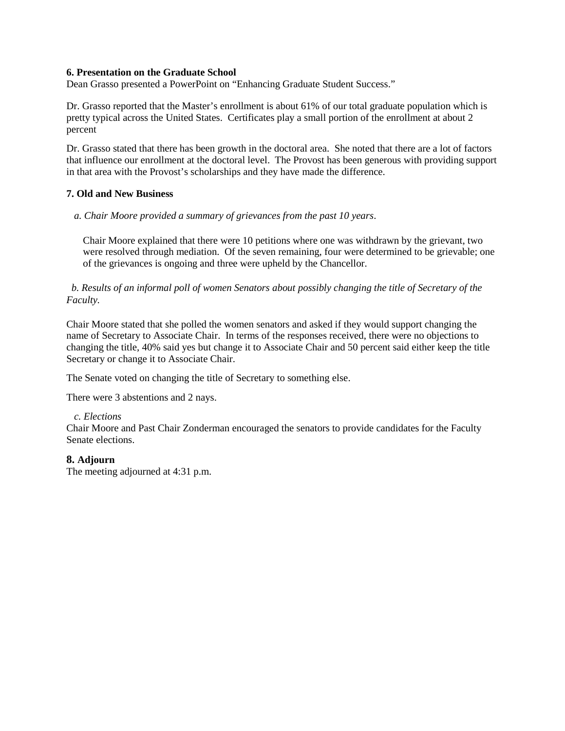**6. Presentation on the Graduate School**
Dean Grasso presented a PowerPoint on "Enhancing Graduate Student Success."

Dr. Grasso reported that the Master's enrollment is about 61% of our total graduate population which is pretty typical across the United States. Certificates play a small portion of the enrollment at about 2 percent

Dr. Grasso stated that there has been growth in the doctoral area. She noted that there are a lot of factors that influence our enrollment at the doctoral level. The Provost has been generous with providing support in that area with the Provost's scholarships and they have made the difference.

**7. Old and New Business**

*a. Chair Moore provided a summary of grievances from the past 10 years*.

Chair Moore explained that there were 10 petitions where one was withdrawn by the grievant, two were resolved through mediation. Of the seven remaining, four were determined to be grievable; one of the grievances is ongoing and three were upheld by the Chancellor.

*b. Results of an informal poll of women Senators about possibly changing the title of Secretary of the Faculty.*

Chair Moore stated that she polled the women senators and asked if they would support changing the name of Secretary to Associate Chair. In terms of the responses received, there were no objections to changing the title, 40% said yes but change it to Associate Chair and 50 percent said either keep the title Secretary or change it to Associate Chair.

The Senate voted on changing the title of Secretary to something else.

There were 3 abstentions and 2 nays.

*c. Elections*
Chair Moore and Past Chair Zonderman encouraged the senators to provide candidates for the Faculty Senate elections.

**8. Adjourn**
The meeting adjourned at 4:31 p.m.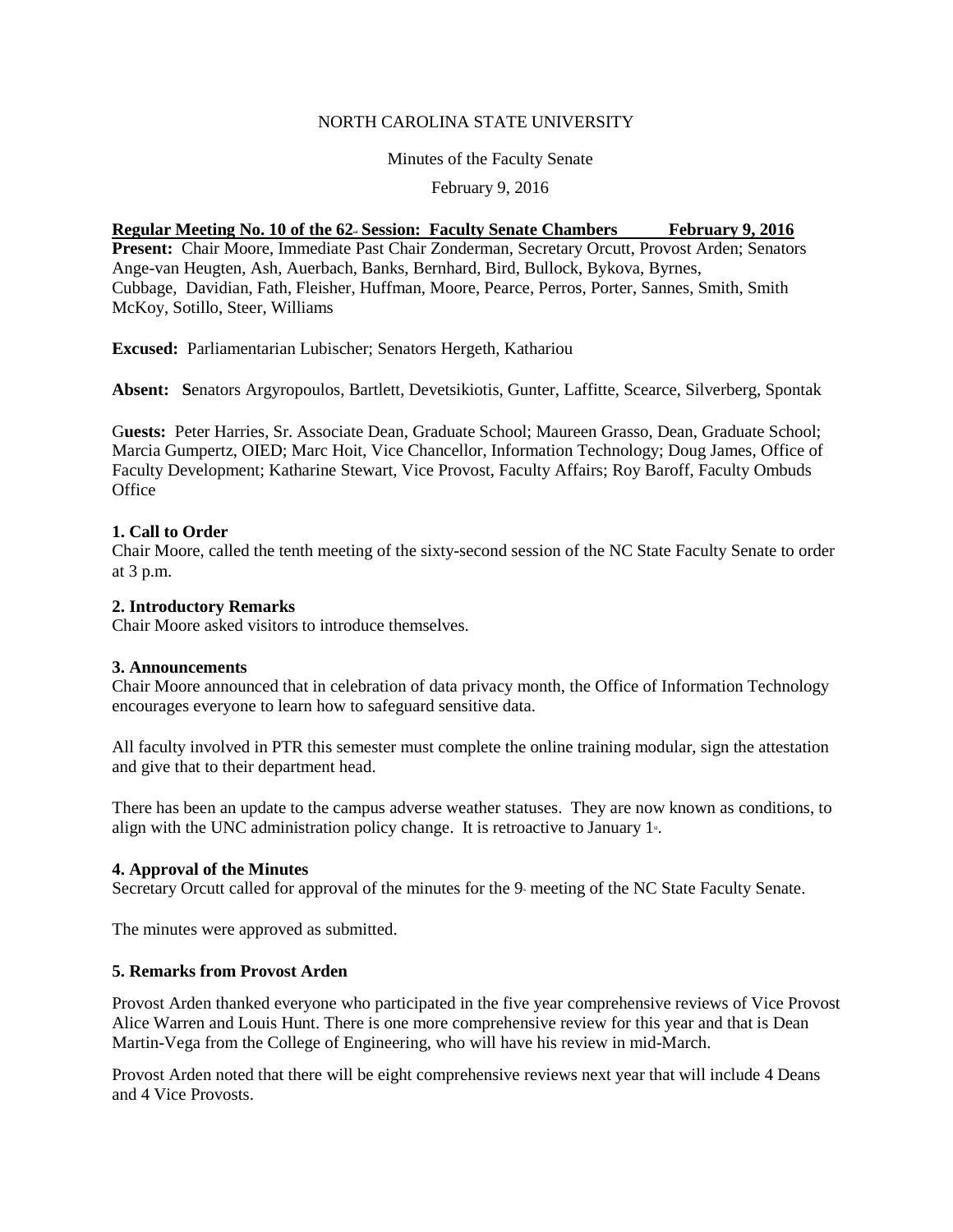NORTH CAROLINA STATE UNIVERSITY

Minutes of the Faculty Senate

February 9, 2016

**Regular Meeting No. 10 of the 62nd Session: Faculty Senate Chambers February 9, 2016**

**Present:** Chair Moore, Immediate Past Chair Zonderman, Secretary Orcutt, Provost Arden; Senators Ange-van Heugten, Ash, Auerbach, Banks, Bernhard, Bird, Bullock, Bykova, Byrnes, Cubbage, Davidian, Fath, Fleisher, Huffman, Moore, Pearce, Perros, Porter, Sannes, Smith, Smith McKoy, Sotillo, Steer, Williams

**Excused:** Parliamentarian Lubischer; Senators Hergeth, Kathariou

**Absent:** Senators Argyropoulos, Bartlett, Devetsikiotis, Gunter, Laffitte, Scearce, Silverberg, Spontak

**Guests:** Peter Harries, Sr. Associate Dean, Graduate School; Maureen Grasso, Dean, Graduate School; Marcia Gumpertz, OIED; Marc Hoit, Vice Chancellor, Information Technology; Doug James, Office of Faculty Development; Katharine Stewart, Vice Provost, Faculty Affairs; Roy Baroff, Faculty Ombuds Office

**1. Call to Order**

Chair Moore, called the tenth meeting of the sixty-second session of the NC State Faculty Senate to order at 3 p.m.

**2. Introductory Remarks**

Chair Moore asked visitors to introduce themselves.

**3. Announcements**

Chair Moore announced that in celebration of data privacy month, the Office of Information Technology encourages everyone to learn how to safeguard sensitive data.

All faculty involved in PTR this semester must complete the online training modular, sign the attestation and give that to their department head.

There has been an update to the campus adverse weather statuses. They are now known as conditions, to align with the UNC administration policy change. It is retroactive to January 1st.

**4. Approval of the Minutes**

Secretary Orcutt called for approval of the minutes for the 9th meeting of the NC State Faculty Senate.

The minutes were approved as submitted.

**5. Remarks from Provost Arden**

Provost Arden thanked everyone who participated in the five year comprehensive reviews of Vice Provost Alice Warren and Louis Hunt. There is one more comprehensive review for this year and that is Dean Martin-Vega from the College of Engineering, who will have his review in mid-March.

Provost Arden noted that there will be eight comprehensive reviews next year that will include 4 Deans and 4 Vice Provosts.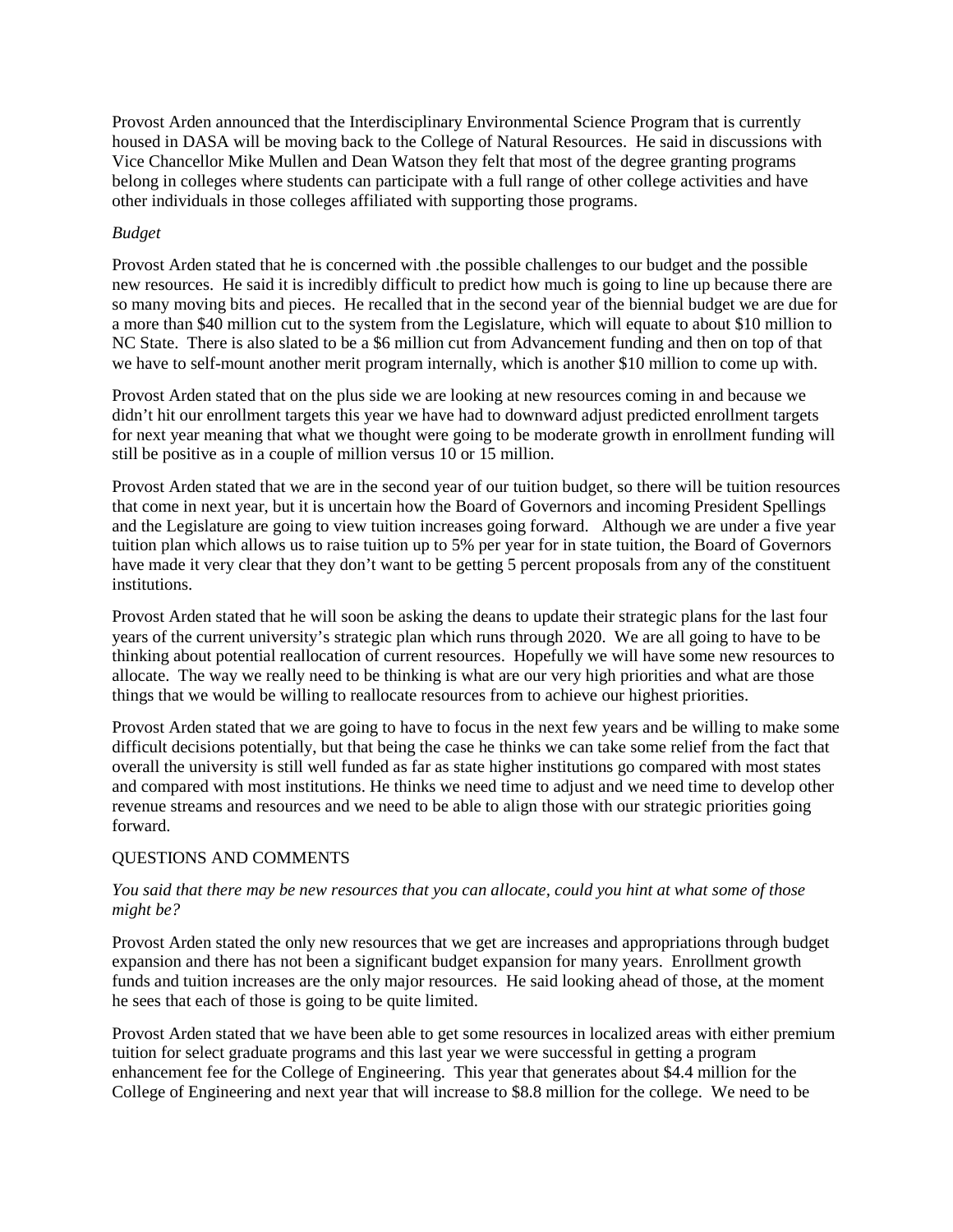Provost Arden announced that the Interdisciplinary Environmental Science Program that is currently housed in DASA will be moving back to the College of Natural Resources. He said in discussions with Vice Chancellor Mike Mullen and Dean Watson they felt that most of the degree granting programs belong in colleges where students can participate with a full range of other college activities and have other individuals in those colleges affiliated with supporting those programs.

*Budget*

Provost Arden stated that he is concerned with .the possible challenges to our budget and the possible new resources. He said it is incredibly difficult to predict how much is going to line up because there are so many moving bits and pieces. He recalled that in the second year of the biennial budget we are due for a more than $40 million cut to the system from the Legislature, which will equate to about $10 million to NC State. There is also slated to be a $6 million cut from Advancement funding and then on top of that we have to self-mount another merit program internally, which is another $10 million to come up with.

Provost Arden stated that on the plus side we are looking at new resources coming in and because we didn't hit our enrollment targets this year we have had to downward adjust predicted enrollment targets for next year meaning that what we thought were going to be moderate growth in enrollment funding will still be positive as in a couple of million versus 10 or 15 million.

Provost Arden stated that we are in the second year of our tuition budget, so there will be tuition resources that come in next year, but it is uncertain how the Board of Governors and incoming President Spellings and the Legislature are going to view tuition increases going forward. Although we are under a five year tuition plan which allows us to raise tuition up to 5% per year for in state tuition, the Board of Governors have made it very clear that they don't want to be getting 5 percent proposals from any of the constituent institutions.

Provost Arden stated that he will soon be asking the deans to update their strategic plans for the last four years of the current university's strategic plan which runs through 2020. We are all going to have to be thinking about potential reallocation of current resources. Hopefully we will have some new resources to allocate. The way we really need to be thinking is what are our very high priorities and what are those things that we would be willing to reallocate resources from to achieve our highest priorities.

Provost Arden stated that we are going to have to focus in the next few years and be willing to make some difficult decisions potentially, but that being the case he thinks we can take some relief from the fact that overall the university is still well funded as far as state higher institutions go compared with most states and compared with most institutions. He thinks we need time to adjust and we need time to develop other revenue streams and resources and we need to be able to align those with our strategic priorities going forward.

QUESTIONS AND COMMENTS

*You said that there may be new resources that you can allocate, could you hint at what some of those might be?*

Provost Arden stated the only new resources that we get are increases and appropriations through budget expansion and there has not been a significant budget expansion for many years. Enrollment growth funds and tuition increases are the only major resources. He said looking ahead of those, at the moment he sees that each of those is going to be quite limited.

Provost Arden stated that we have been able to get some resources in localized areas with either premium tuition for select graduate programs and this last year we were successful in getting a program enhancement fee for the College of Engineering. This year that generates about $4.4 million for the College of Engineering and next year that will increase to $8.8 million for the college. We need to be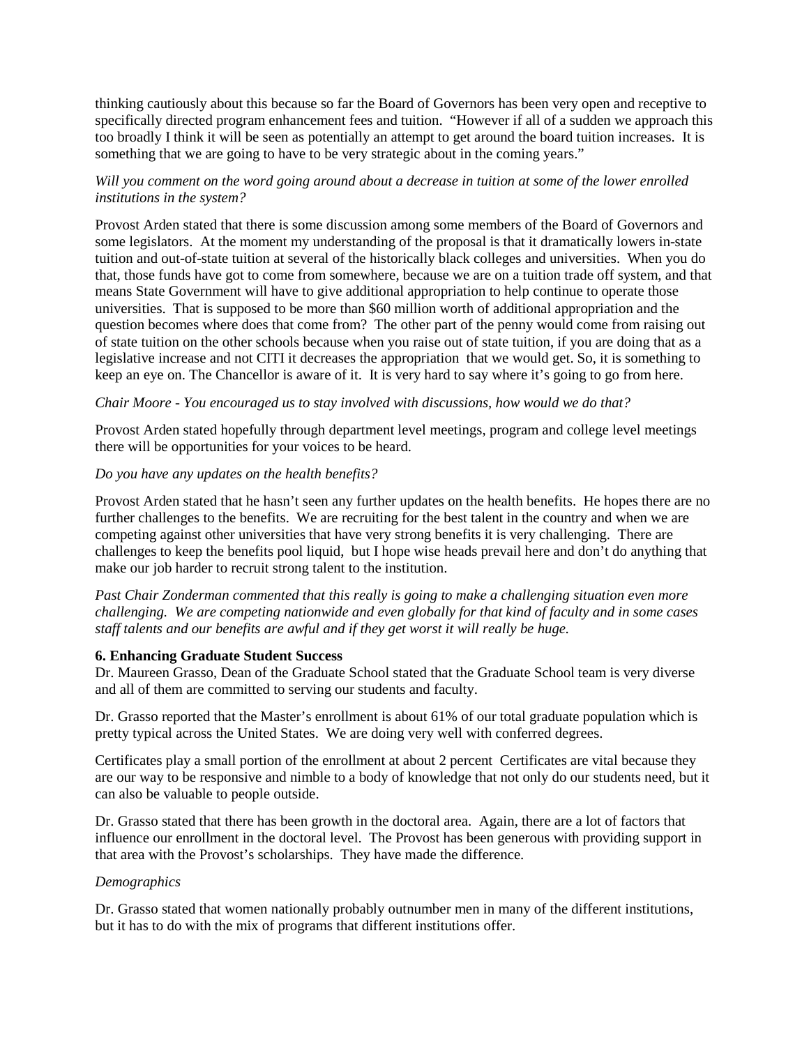thinking cautiously about this because so far the Board of Governors has been very open and receptive to specifically directed program enhancement fees and tuition. "However if all of a sudden we approach this too broadly I think it will be seen as potentially an attempt to get around the board tuition increases. It is something that we are going to have to be very strategic about in the coming years."

*Will you comment on the word going around about a decrease in tuition at some of the lower enrolled institutions in the system?*

Provost Arden stated that there is some discussion among some members of the Board of Governors and some legislators. At the moment my understanding of the proposal is that it dramatically lowers in-state tuition and out-of-state tuition at several of the historically black colleges and universities. When you do that, those funds have got to come from somewhere, because we are on a tuition trade off system, and that means State Government will have to give additional appropriation to help continue to operate those universities. That is supposed to be more than $60 million worth of additional appropriation and the question becomes where does that come from? The other part of the penny would come from raising out of state tuition on the other schools because when you raise out of state tuition, if you are doing that as a legislative increase and not CITI it decreases the appropriation that we would get. So, it is something to keep an eye on. The Chancellor is aware of it. It is very hard to say where it's going to go from here.

*Chair Moore - You encouraged us to stay involved with discussions, how would we do that?*

Provost Arden stated hopefully through department level meetings, program and college level meetings there will be opportunities for your voices to be heard.

*Do you have any updates on the health benefits?*

Provost Arden stated that he hasn't seen any further updates on the health benefits. He hopes there are no further challenges to the benefits. We are recruiting for the best talent in the country and when we are competing against other universities that have very strong benefits it is very challenging. There are challenges to keep the benefits pool liquid, but I hope wise heads prevail here and don't do anything that make our job harder to recruit strong talent to the institution.

*Past Chair Zonderman commented that this really is going to make a challenging situation even more challenging. We are competing nationwide and even globally for that kind of faculty and in some cases staff talents and our benefits are awful and if they get worst it will really be huge.*

**6. Enhancing Graduate Student Success**

Dr. Maureen Grasso, Dean of the Graduate School stated that the Graduate School team is very diverse and all of them are committed to serving our students and faculty.

Dr. Grasso reported that the Master's enrollment is about 61% of our total graduate population which is pretty typical across the United States. We are doing very well with conferred degrees.

Certificates play a small portion of the enrollment at about 2 percent Certificates are vital because they are our way to be responsive and nimble to a body of knowledge that not only do our students need, but it can also be valuable to people outside.

Dr. Grasso stated that there has been growth in the doctoral area. Again, there are a lot of factors that influence our enrollment in the doctoral level. The Provost has been generous with providing support in that area with the Provost's scholarships. They have made the difference.

*Demographics*

Dr. Grasso stated that women nationally probably outnumber men in many of the different institutions, but it has to do with the mix of programs that different institutions offer.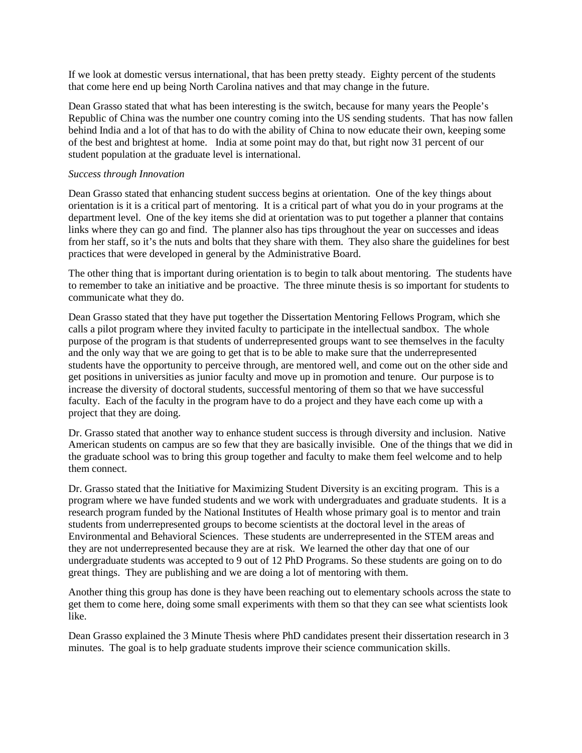If we look at domestic versus international, that has been pretty steady. Eighty percent of the students that come here end up being North Carolina natives and that may change in the future.

Dean Grasso stated that what has been interesting is the switch, because for many years the People's Republic of China was the number one country coming into the US sending students. That has now fallen behind India and a lot of that has to do with the ability of China to now educate their own, keeping some of the best and brightest at home. India at some point may do that, but right now 31 percent of our student population at the graduate level is international.

*Success through Innovation*

Dean Grasso stated that enhancing student success begins at orientation. One of the key things about orientation is it is a critical part of mentoring. It is a critical part of what you do in your programs at the department level. One of the key items she did at orientation was to put together a planner that contains links where they can go and find. The planner also has tips throughout the year on successes and ideas from her staff, so it's the nuts and bolts that they share with them. They also share the guidelines for best practices that were developed in general by the Administrative Board.

The other thing that is important during orientation is to begin to talk about mentoring. The students have to remember to take an initiative and be proactive. The three minute thesis is so important for students to communicate what they do.

Dean Grasso stated that they have put together the Dissertation Mentoring Fellows Program, which she calls a pilot program where they invited faculty to participate in the intellectual sandbox. The whole purpose of the program is that students of underrepresented groups want to see themselves in the faculty and the only way that we are going to get that is to be able to make sure that the underrepresented students have the opportunity to perceive through, are mentored well, and come out on the other side and get positions in universities as junior faculty and move up in promotion and tenure. Our purpose is to increase the diversity of doctoral students, successful mentoring of them so that we have successful faculty. Each of the faculty in the program have to do a project and they have each come up with a project that they are doing.

Dr. Grasso stated that another way to enhance student success is through diversity and inclusion. Native American students on campus are so few that they are basically invisible. One of the things that we did in the graduate school was to bring this group together and faculty to make them feel welcome and to help them connect.

Dr. Grasso stated that the Initiative for Maximizing Student Diversity is an exciting program. This is a program where we have funded students and we work with undergraduates and graduate students. It is a research program funded by the National Institutes of Health whose primary goal is to mentor and train students from underrepresented groups to become scientists at the doctoral level in the areas of Environmental and Behavioral Sciences. These students are underrepresented in the STEM areas and they are not underrepresented because they are at risk. We learned the other day that one of our undergraduate students was accepted to 9 out of 12 PhD Programs. So these students are going on to do great things. They are publishing and we are doing a lot of mentoring with them.

Another thing this group has done is they have been reaching out to elementary schools across the state to get them to come here, doing some small experiments with them so that they can see what scientists look like.

Dean Grasso explained the 3 Minute Thesis where PhD candidates present their dissertation research in 3 minutes. The goal is to help graduate students improve their science communication skills.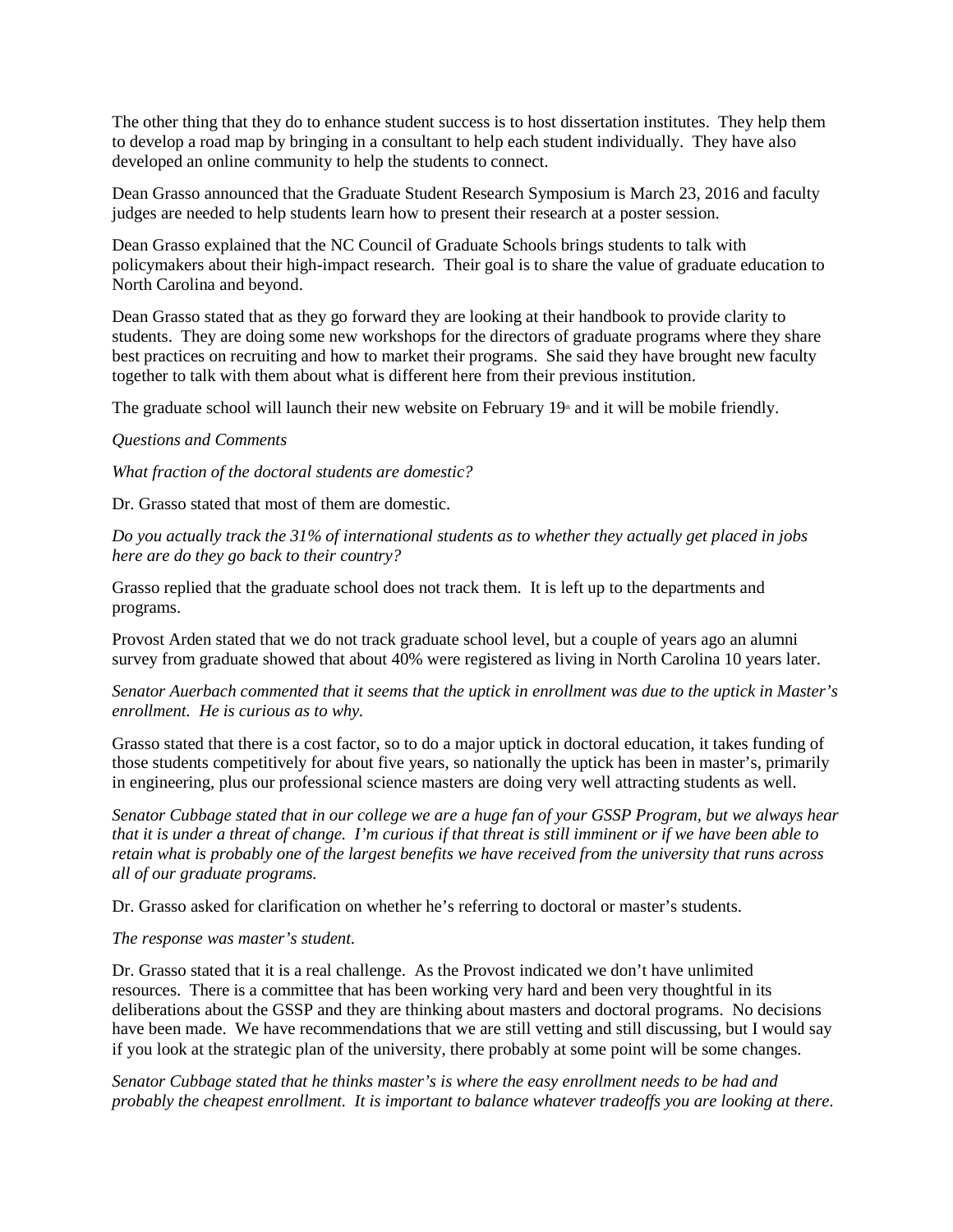The other thing that they do to enhance student success is to host dissertation institutes. They help them to develop a road map by bringing in a consultant to help each student individually. They have also developed an online community to help the students to connect.

Dean Grasso announced that the Graduate Student Research Symposium is March 23, 2016 and faculty judges are needed to help students learn how to present their research at a poster session.

Dean Grasso explained that the NC Council of Graduate Schools brings students to talk with policymakers about their high-impact research. Their goal is to share the value of graduate education to North Carolina and beyond.

Dean Grasso stated that as they go forward they are looking at their handbook to provide clarity to students. They are doing some new workshops for the directors of graduate programs where they share best practices on recruiting and how to market their programs. She said they have brought new faculty together to talk with them about what is different here from their previous institution.

The graduate school will launch their new website on February 19th and it will be mobile friendly.

*Questions and Comments*

*What fraction of the doctoral students are domestic?*

Dr. Grasso stated that most of them are domestic.

*Do you actually track the 31% of international students as to whether they actually get placed in jobs here are do they go back to their country?*

Grasso replied that the graduate school does not track them. It is left up to the departments and programs.

Provost Arden stated that we do not track graduate school level, but a couple of years ago an alumni survey from graduate showed that about 40% were registered as living in North Carolina 10 years later.

*Senator Auerbach commented that it seems that the uptick in enrollment was due to the uptick in Master's enrollment. He is curious as to why.*

Grasso stated that there is a cost factor, so to do a major uptick in doctoral education, it takes funding of those students competitively for about five years, so nationally the uptick has been in master's, primarily in engineering, plus our professional science masters are doing very well attracting students as well.

*Senator Cubbage stated that in our college we are a huge fan of your GSSP Program, but we always hear that it is under a threat of change. I'm curious if that threat is still imminent or if we have been able to retain what is probably one of the largest benefits we have received from the university that runs across all of our graduate programs.*

Dr. Grasso asked for clarification on whether he's referring to doctoral or master's students.

*The response was master's student.*

Dr. Grasso stated that it is a real challenge. As the Provost indicated we don't have unlimited resources. There is a committee that has been working very hard and been very thoughtful in its deliberations about the GSSP and they are thinking about masters and doctoral programs. No decisions have been made. We have recommendations that we are still vetting and still discussing, but I would say if you look at the strategic plan of the university, there probably at some point will be some changes.

*Senator Cubbage stated that he thinks master's is where the easy enrollment needs to be had and probably the cheapest enrollment. It is important to balance whatever tradeoffs you are looking at there.*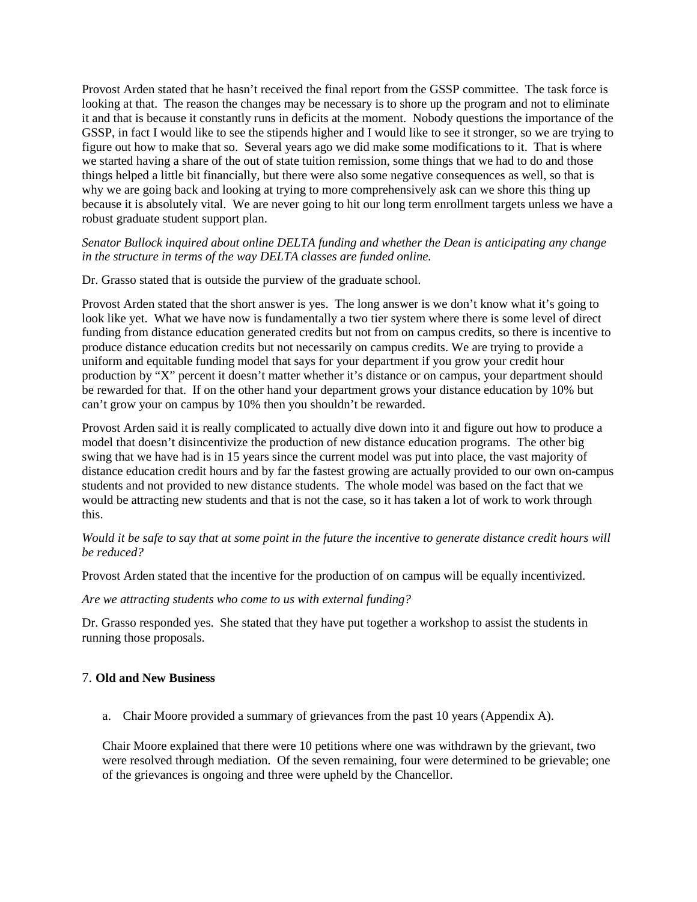Provost Arden stated that he hasn't received the final report from the GSSP committee. The task force is looking at that. The reason the changes may be necessary is to shore up the program and not to eliminate it and that is because it constantly runs in deficits at the moment. Nobody questions the importance of the GSSP, in fact I would like to see the stipends higher and I would like to see it stronger, so we are trying to figure out how to make that so. Several years ago we did make some modifications to it. That is where we started having a share of the out of state tuition remission, some things that we had to do and those things helped a little bit financially, but there were also some negative consequences as well, so that is why we are going back and looking at trying to more comprehensively ask can we shore this thing up because it is absolutely vital. We are never going to hit our long term enrollment targets unless we have a robust graduate student support plan.

*Senator Bullock inquired about online DELTA funding and whether the Dean is anticipating any change in the structure in terms of the way DELTA classes are funded online.*

Dr. Grasso stated that is outside the purview of the graduate school.

Provost Arden stated that the short answer is yes. The long answer is we don't know what it's going to look like yet. What we have now is fundamentally a two tier system where there is some level of direct funding from distance education generated credits but not from on campus credits, so there is incentive to produce distance education credits but not necessarily on campus credits. We are trying to provide a uniform and equitable funding model that says for your department if you grow your credit hour production by "X" percent it doesn't matter whether it's distance or on campus, your department should be rewarded for that. If on the other hand your department grows your distance education by 10% but can't grow your on campus by 10% then you shouldn't be rewarded.

Provost Arden said it is really complicated to actually dive down into it and figure out how to produce a model that doesn't disincentivize the production of new distance education programs. The other big swing that we have had is in 15 years since the current model was put into place, the vast majority of distance education credit hours and by far the fastest growing are actually provided to our own on-campus students and not provided to new distance students. The whole model was based on the fact that we would be attracting new students and that is not the case, so it has taken a lot of work to work through this.

*Would it be safe to say that at some point in the future the incentive to generate distance credit hours will be reduced?*

Provost Arden stated that the incentive for the production of on campus will be equally incentivized.

*Are we attracting students who come to us with external funding?*

Dr. Grasso responded yes. She stated that they have put together a workshop to assist the students in running those proposals.

7. **Old and New Business**

a. Chair Moore provided a summary of grievances from the past 10 years (Appendix A).

Chair Moore explained that there were 10 petitions where one was withdrawn by the grievant, two were resolved through mediation. Of the seven remaining, four were determined to be grievable; one of the grievances is ongoing and three were upheld by the Chancellor.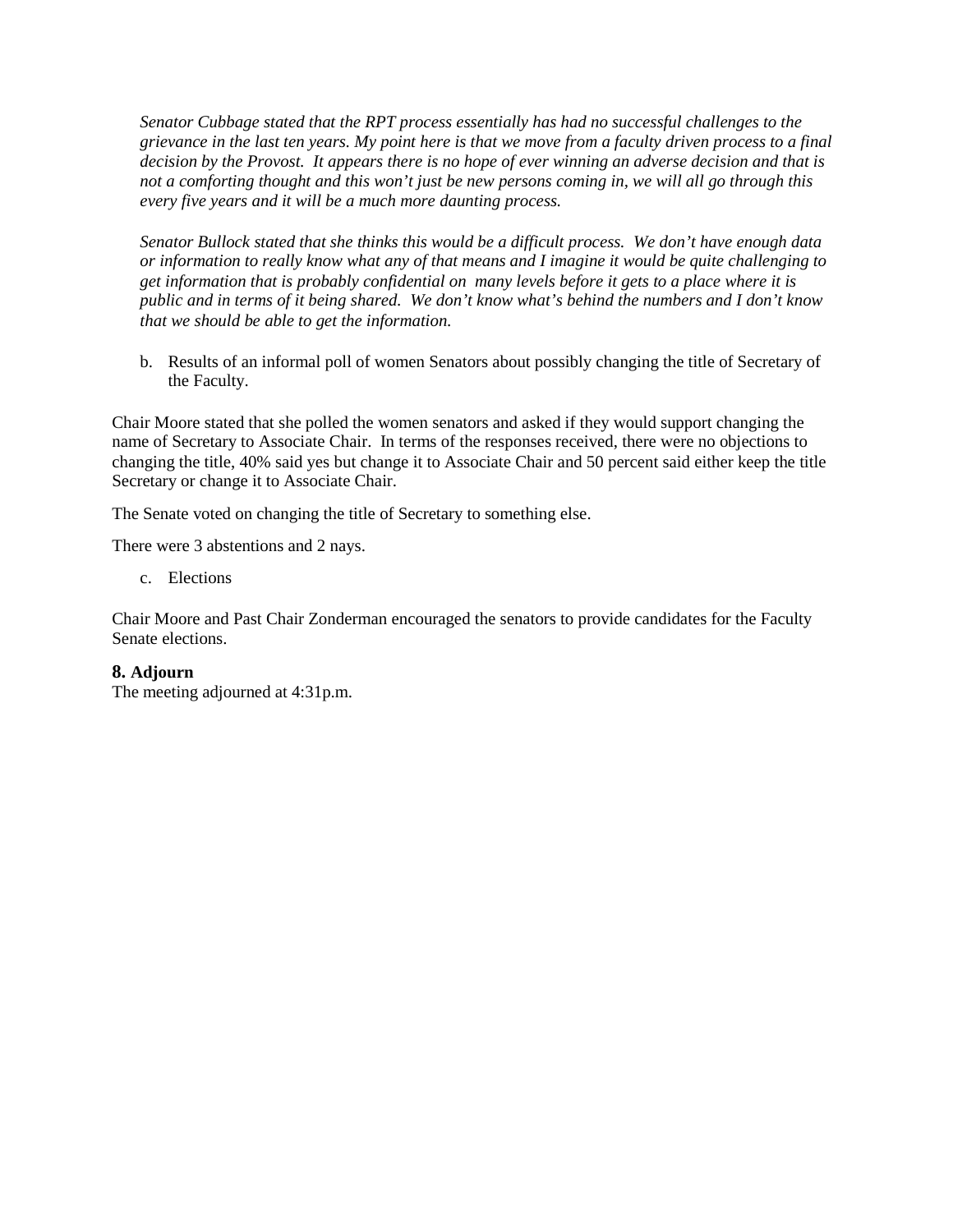*Senator Cubbage stated that the RPT process essentially has had no successful challenges to the grievance in the last ten years. My point here is that we move from a faculty driven process to a final decision by the Provost. It appears there is no hope of ever winning an adverse decision and that is not a comforting thought and this won't just be new persons coming in, we will all go through this every five years and it will be a much more daunting process.*

*Senator Bullock stated that she thinks this would be a difficult process. We don't have enough data or information to really know what any of that means and I imagine it would be quite challenging to get information that is probably confidential on many levels before it gets to a place where it is public and in terms of it being shared. We don't know what's behind the numbers and I don't know that we should be able to get the information.*

b. Results of an informal poll of women Senators about possibly changing the title of Secretary of the Faculty.

Chair Moore stated that she polled the women senators and asked if they would support changing the name of Secretary to Associate Chair. In terms of the responses received, there were no objections to changing the title, 40% said yes but change it to Associate Chair and 50 percent said either keep the title Secretary or change it to Associate Chair.

The Senate voted on changing the title of Secretary to something else.

There were 3 abstentions and 2 nays.

c. Elections

Chair Moore and Past Chair Zonderman encouraged the senators to provide candidates for the Faculty Senate elections.

**8. Adjourn**

The meeting adjourned at 4:31p.m.